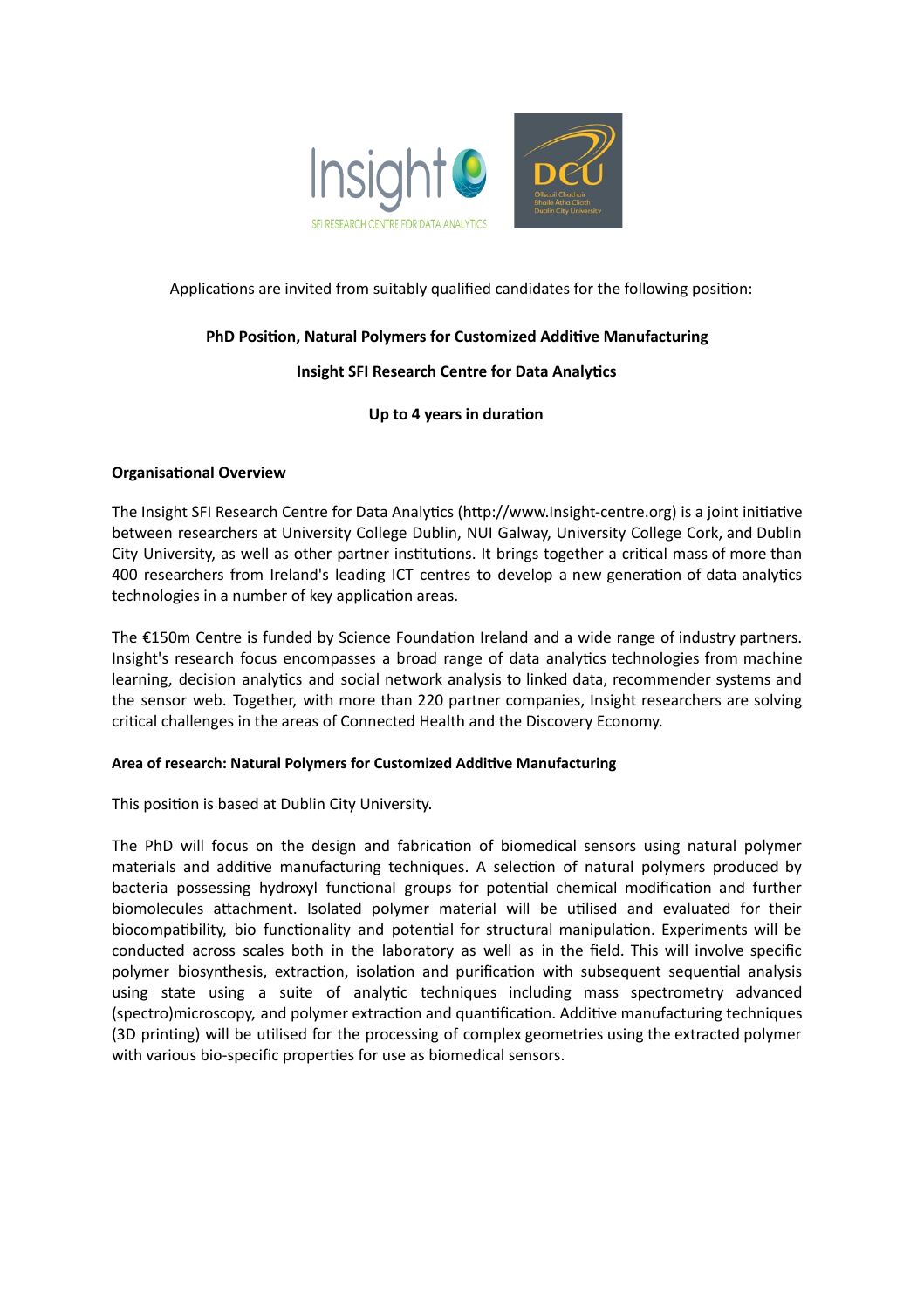Applications are invited from suitably qualified candidates for the following position:

**PhD Position, Natural Polymers for Customized Additive Manufacturing**

**Insight SFI Research Centre for Data Analytics**

**Up to 4 years in duration**

**Organisational Overview**

The Insight SFI Research Centre for Data Analytics (http://www.Insight-centre.org) is a joint initiative between researchers at University College Dublin, NUI Galway, University College Cork, and Dublin City University, as well as other partner institutions. It brings together a critical mass of more than 400 researchers from Ireland's leading ICT centres to develop a new generation of data analytics technologies in a number of key application areas.

The €150m Centre is funded by Science Foundation Ireland and a wide range of industry partners. Insight's research focus encompasses a broad range of data analytics technologies from machine learning, decision analytics and social network analysis to linked data, recommender systems and the sensor web. Together, with more than 220 partner companies, Insight researchers are solving critical challenges in the areas of Connected Health and the Discovery Economy.

**Area of research: Natural Polymers for Customized Additive Manufacturing**

This position is based at Dublin City University.

The PhD will focus on the design and fabrication of biomedical sensors using natural polymer materials and additive manufacturing techniques. A selection of natural polymers produced by bacteria possessing hydroxyl functional groups for potential chemical modification and further biomolecules attachment. Isolated polymer material will be utilised and evaluated for their biocompatibility, bio functionality and potential for structural manipulation. Experiments will be conducted across scales both in the laboratory as well as in the field. This will involve specific polymer biosynthesis, extraction, isolation and purification with subsequent sequential analysis using state using a suite of analytic techniques including mass spectrometry advanced (spectro)microscopy, and polymer extraction and quantification. Additive manufacturing techniques (3D printing) will be utilised for the processing of complex geometries using the extracted polymer with various bio-specific properties for use as biomedical sensors.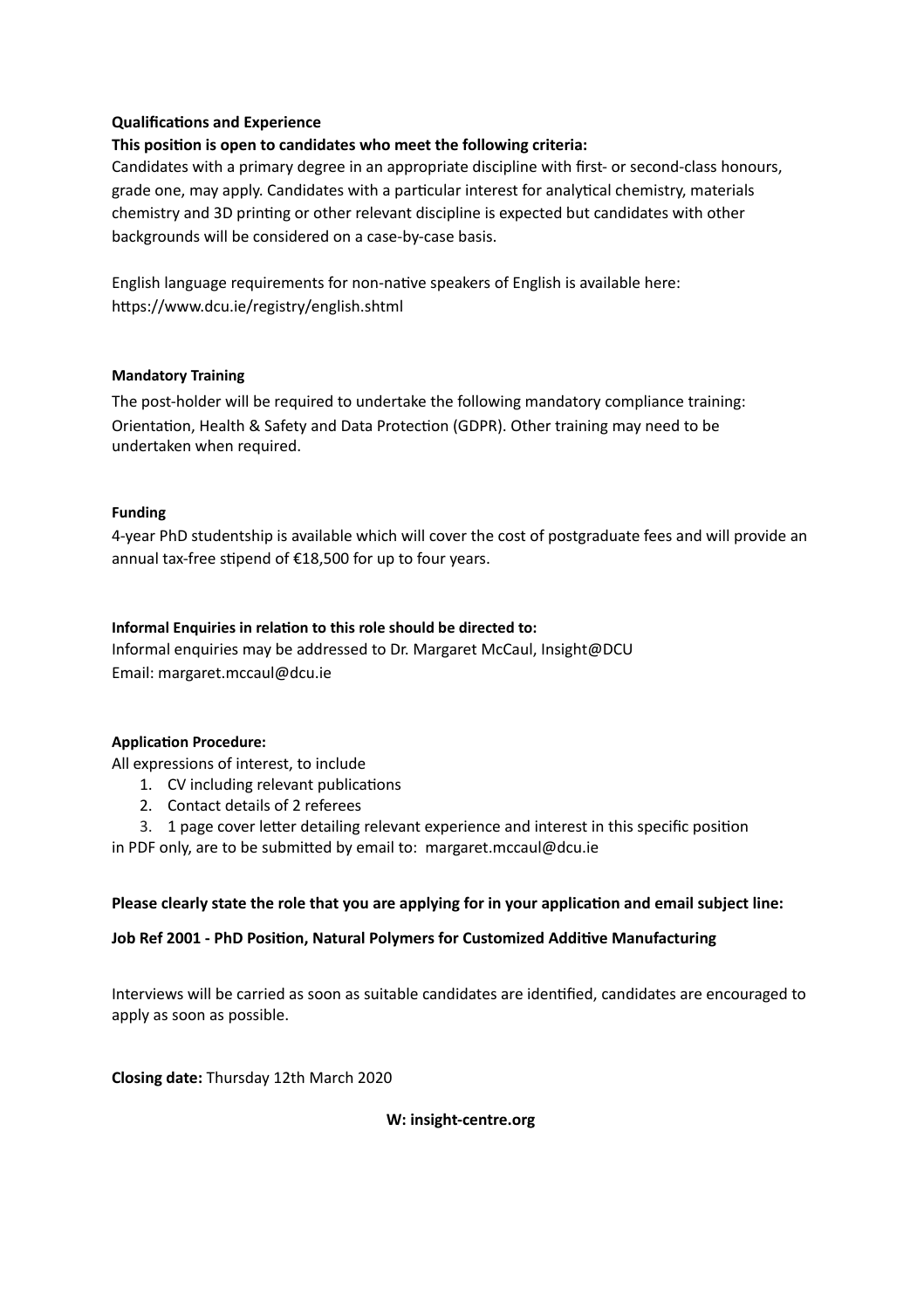**Qualifications and Experience**

**This position is open to candidates who meet the following criteria:**

Candidates with a primary degree in an appropriate discipline with first- or second-class honours, grade one, may apply. Candidates with a particular interest for analytical chemistry, materials chemistry and 3D printing or other relevant discipline is expected but candidates with other backgrounds will be considered on a case-by-case basis.

English language requirements for non-native speakers of English is available here: https://www.dcu.ie/registry/english.shtml

**Mandatory Training**

The post-holder will be required to undertake the following mandatory compliance training: Orientation, Health & Safety and Data Protection (GDPR). Other training may need to be undertaken when required.

**Funding**

4-year PhD studentship is available which will cover the cost of postgraduate fees and will provide an annual tax-free stipend of €18,500 for up to four years.

**Informal Enquiries in relation to this role should be directed to:**

Informal enquiries may be addressed to Dr. Margaret McCaul, Insight@DCU
Email: margaret.mccaul@dcu.ie

**Application Procedure:**

All expressions of interest, to include

1. CV including relevant publications
2. Contact details of 2 referees
3. 1 page cover letter detailing relevant experience and interest in this specific position

in PDF only, are to be submitted by email to: margaret.mccaul@dcu.ie

**Please clearly state the role that you are applying for in your application and email subject line:**

**Job Ref 2001 - PhD Position, Natural Polymers for Customized Additive Manufacturing**

Interviews will be carried as soon as suitable candidates are identified, candidates are encouraged to apply as soon as possible.

**Closing date:** Thursday 12th March 2020

**W: insight-centre.org**